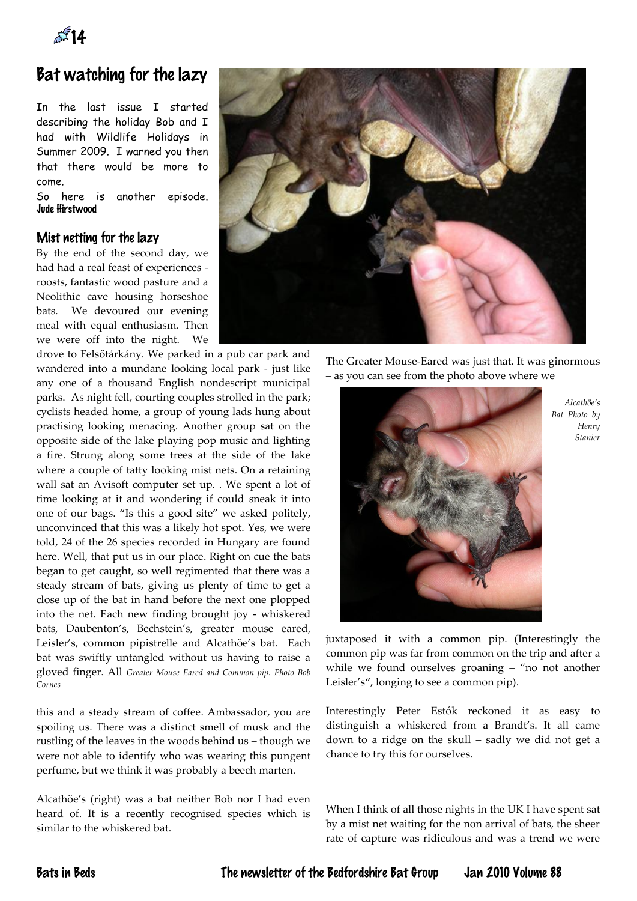# Bat watching for the lazy

In the last issue I started describing the holiday Bob and I had with Wildlife Holidays in Summer 2009. I warned you then that there would be more to come.

So here is another episode.
**Jude Hirstwood**

## Mist netting for the lazy

By the end of the second day, we had had a real feast of experiences - roosts, fantastic wood pasture and a Neolithic cave housing horseshoe bats. We devoured our evening meal with equal enthusiasm. Then we were off into the night. We drove to Felsőtárkány. We parked in a pub car park and wandered into a mundane looking local park - just like any one of a thousand English nondescript municipal parks. As night fell, courting couples strolled in the park; cyclists headed home, a group of young lads hung about practising looking menacing. Another group sat on the opposite side of the lake playing pop music and lighting a fire. Strung along some trees at the side of the lake where a couple of tatty looking mist nets. On a retaining wall sat an Avisoft computer set up. . We spent a lot of time looking at it and wondering if could sneak it into one of our bags. "Is this a good site" we asked politely, unconvinced that this was a likely hot spot. Yes, we were told, 24 of the 26 species recorded in Hungary are found here. Well, that put us in our place. Right on cue the bats began to get caught, so well regimented that there was a steady stream of bats, giving us plenty of time to get a close up of the bat in hand before the next one plopped into the net. Each new finding brought joy - whiskered bats, Daubenton's, Bechstein's, greater mouse eared, Leisler's, common pipistrelle and Alcathöe's bat. Each bat was swiftly untangled without us having to raise a gloved finger. All this and a steady stream of coffee. Ambassador, you are spoiling us. There was a distinct smell of musk and the rustling of the leaves in the woods behind us – though we were not able to identify who was wearing this pungent perfume, but we think it was probably a beech marten.

*Greater Mouse Eared and Common pip. Photo Bob Cornes*

Alcathöe's (right) was a bat neither Bob nor I had even heard of. It is a recently recognised species which is similar to the whiskered bat.

The Greater Mouse-Eared was just that. It was ginormous – as you can see from the photo above where we juxtaposed it with a common pip. (Interestingly the common pip was far from common on the trip and after a while we found ourselves groaning – "no not another Leisler's", longing to see a common pip).

*Alcathöe's Bat Photo by Henry Stanier*

Interestingly Peter Estók reckoned it as easy to distinguish a whiskered from a Brandt's. It all came down to a ridge on the skull – sadly we did not get a chance to try this for ourselves.

When I think of all those nights in the UK I have spent sat by a mist net waiting for the non arrival of bats, the sheer rate of capture was ridiculous and was a trend we were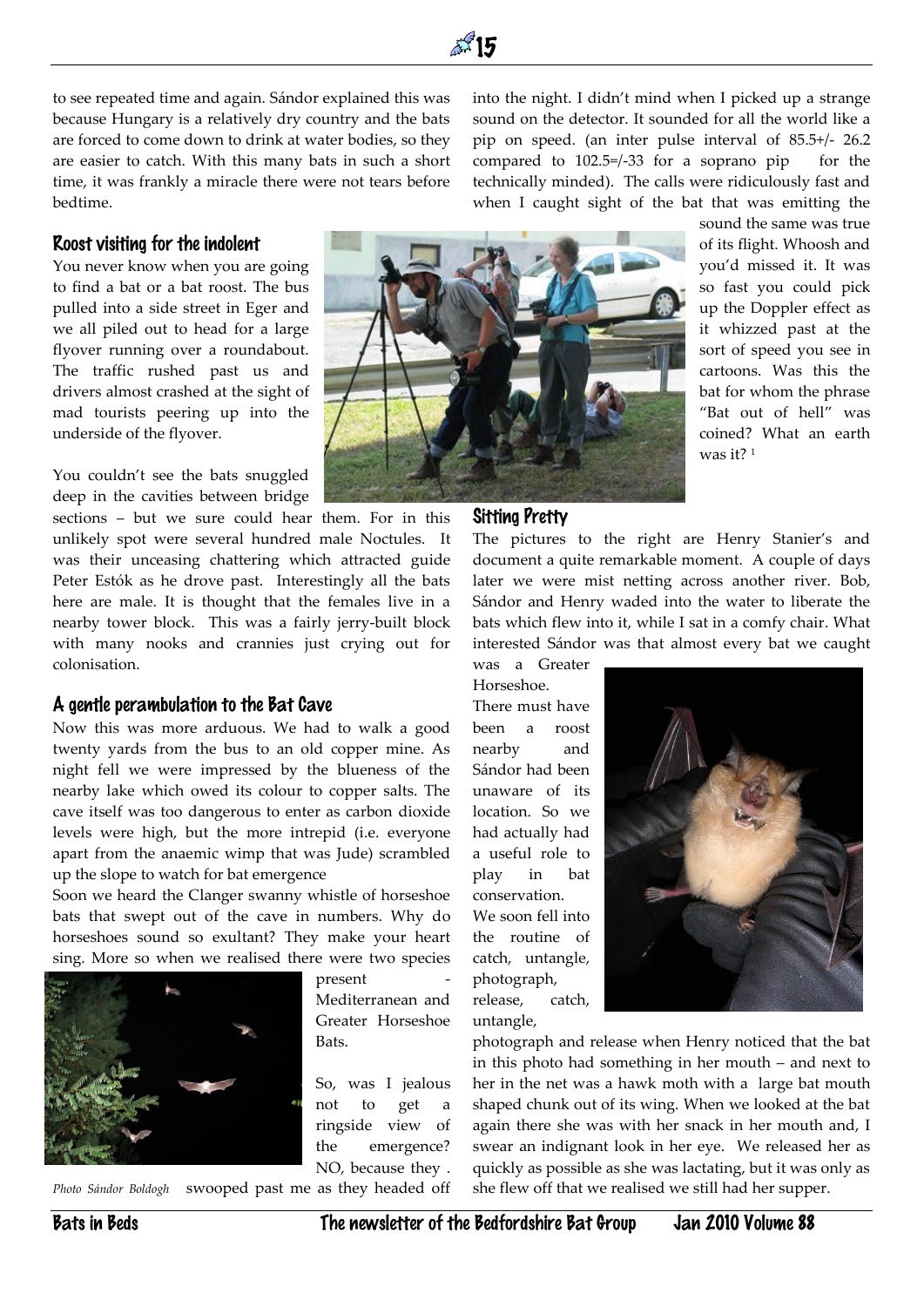to see repeated time and again. Sándor explained this was because Hungary is a relatively dry country and the bats are forced to come down to drink at water bodies, so they are easier to catch. With this many bats in such a short time, it was frankly a miracle there were not tears before bedtime.

## Roost visiting for the indolent

You never know when you are going to find a bat or a bat roost. The bus pulled into a side street in Eger and we all piled out to head for a large flyover running over a roundabout. The traffic rushed past us and drivers almost crashed at the sight of mad tourists peering up into the underside of the flyover.

You couldn't see the bats snuggled deep in the cavities between bridge sections – but we sure could hear them. For in this unlikely spot were several hundred male Noctules. It was their unceasing chattering which attracted guide Peter Estók as he drove past. Interestingly all the bats here are male. It is thought that the females live in a nearby tower block. This was a fairly jerry-built block with many nooks and crannies just crying out for colonisation.

## A gentle perambulation to the Bat Cave

Now this was more arduous. We had to walk a good twenty yards from the bus to an old copper mine. As night fell we were impressed by the blueness of the nearby lake which owed its colour to copper salts. The cave itself was too dangerous to enter as carbon dioxide levels were high, but the more intrepid (i.e. everyone apart from the anaemic wimp that was Jude) scrambled up the slope to watch for bat emergence

Soon we heard the Clanger swanny whistle of horseshoe bats that swept out of the cave in numbers. Why do horseshoes sound so exultant? They make your heart sing. More so when we realised there were two species present - Mediterranean and Greater Horseshoe Bats.

*Photo Sándor Boldogh*

So, was I jealous not to get a ringside view of the emergence? NO, because they . swooped past me as they headed off into the night. I didn't mind when I picked up a strange sound on the detector. It sounded for all the world like a pip on speed. (an inter pulse interval of 85.5+/- 26.2 compared to 102.5=/-33 for a soprano pip for the technically minded). The calls were ridiculously fast and when I caught sight of the bat that was emitting the sound the same was true of its flight. Whoosh and you'd missed it. It was so fast you could pick up the Doppler effect as it whizzed past at the sort of speed you see in cartoons. Was this the bat for whom the phrase "Bat out of hell" was coined? What an earth was it? [1]

## Sitting Pretty

The pictures to the right are Henry Stanier's and document a quite remarkable moment. A couple of days later we were mist netting across another river. Bob, Sándor and Henry waded into the water to liberate the bats which flew into it, while I sat in a comfy chair. What interested Sándor was that almost every bat we caught was a Greater Horseshoe. There must have been a roost nearby and Sándor had been unaware of its location. So we had actually had a useful role to play in bat conservation. We soon fell into the routine of catch, untangle, photograph, release, catch, untangle, photograph and release when Henry noticed that the bat in this photo had something in her mouth – and next to her in the net was a hawk moth with a large bat mouth shaped chunk out of its wing. When we looked at the bat again there she was with her snack in her mouth and, I swear an indignant look in her eye. We released her as quickly as possible as she was lactating, but it was only as she flew off that we realised we still had her supper.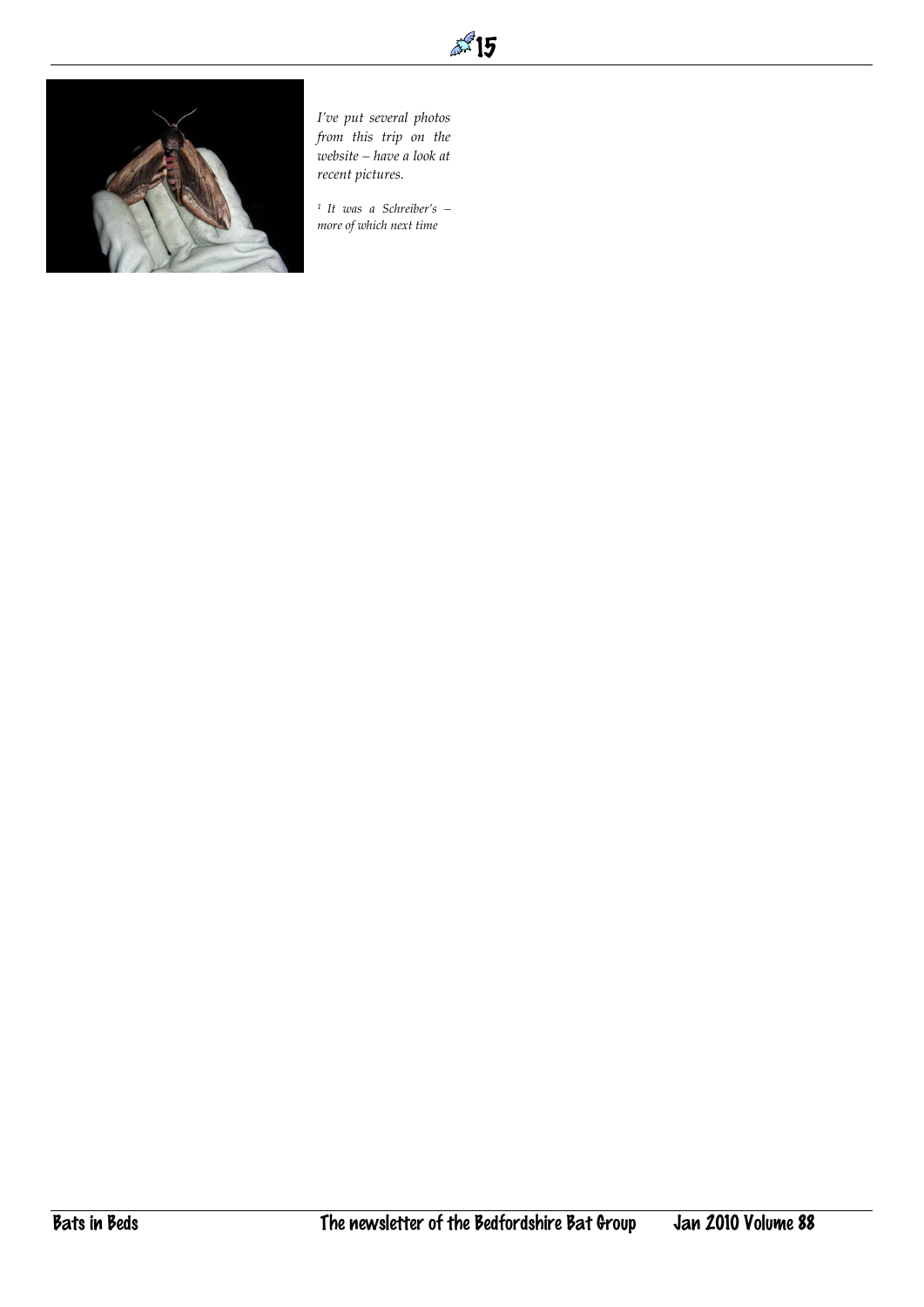*I've put several photos from this trip on the website – have a look at recent pictures.*

*[1] It was a Schreiber's – more of which next time*